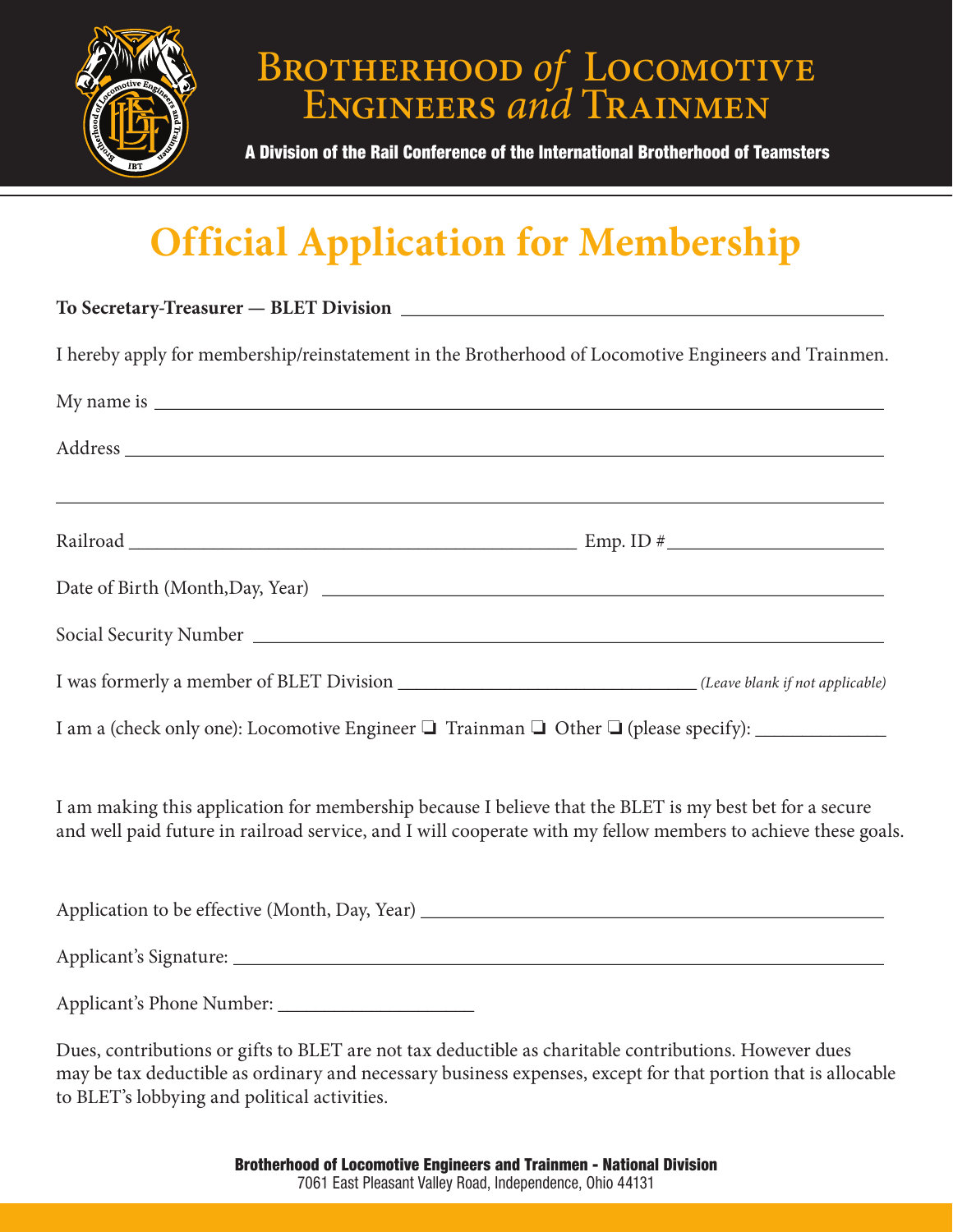# Brotherhood *of* Locomotive Engineers *and* Trainmen

**A Division of the Rail Conference of the International Brotherhood of Teamsters**

# Official Application for Membership

**To Secretary-Treasurer — BLET Division** ______________________________

I hereby apply for membership/reinstatement in the Brotherhood of Locomotive Engineers and Trainmen.

My name is ______________________________

Address ______________________________

______________________________

Railroad ______________________________ Emp. ID # ______________________________

Date of Birth (Month,Day, Year) ______________________________

Social Security Number ______________________________

I was formerly a member of BLET Division ______________________________ *(Leave blank if not applicable)*

I am a (check only one): Locomotive Engineer ❑ Trainman ❑ Other ❑ (please specify): ______________

I am making this application for membership because I believe that the BLET is my best bet for a secure and well paid future in railroad service, and I will cooperate with my fellow members to achieve these goals.

Application to be effective (Month, Day, Year) ______________________________

Applicant's Signature: ______________________________

Applicant's Phone Number: ______________________________

Dues, contributions or gifts to BLET are not tax deductible as charitable contributions. However dues may be tax deductible as ordinary and necessary business expenses, except for that portion that is allocable to BLET's lobbying and political activities.

**Brotherhood of Locomotive Engineers and Trainmen - National Division**
7061 East Pleasant Valley Road, Independence, Ohio 44131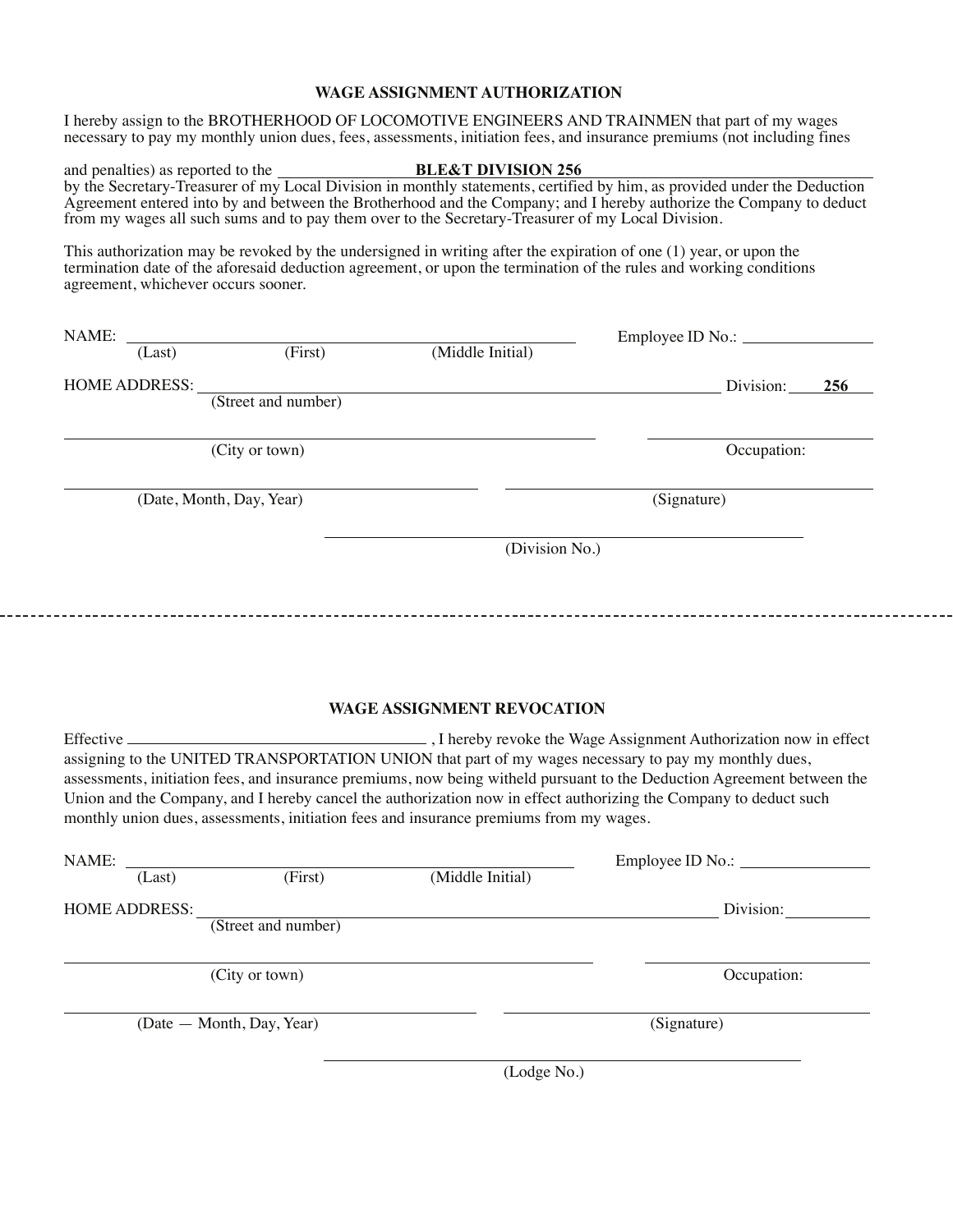## WAGE ASSIGNMENT AUTHORIZATION

I hereby assign to the BROTHERHOOD OF LOCOMOTIVE ENGINEERS AND TRAINMEN that part of my wages necessary to pay my monthly union dues, fees, assessments, initiation fees, and insurance premiums (not including fines and penalties) as reported to the **BLE&T DIVISION 256** by the Secretary-Treasurer of my Local Division in monthly statements, certified by him, as provided under the Deduction Agreement entered into by and between the Brotherhood and the Company; and I hereby authorize the Company to deduct from my wages all such sums and to pay them over to the Secretary-Treasurer of my Local Division.

This authorization may be revoked by the undersigned in writing after the expiration of one (1) year, or upon the termination date of the aforesaid deduction agreement, or upon the termination of the rules and working conditions agreement, whichever occurs sooner.

NAME: ______________________________ Employee ID No.: ______________
(Last) (First) (Middle Initial)

HOME ADDRESS: ______________________________ Division: **256**
(Street and number)

______________________________ ______________________________
(City or town) Occupation:

______________________________ ______________________________
(Date, Month, Day, Year) (Signature)

______________________________
(Division No.)

---

## WAGE ASSIGNMENT REVOCATION

Effective ______________________________ , I hereby revoke the Wage Assignment Authorization now in effect assigning to the UNITED TRANSPORTATION UNION that part of my wages necessary to pay my monthly dues, assessments, initiation fees, and insurance premiums, now being witheld pursuant to the Deduction Agreement between the Union and the Company, and I hereby cancel the authorization now in effect authorizing the Company to deduct such monthly union dues, assessments, initiation fees and insurance premiums from my wages.

NAME: ______________________________ Employee ID No.: ______________
(Last) (First) (Middle Initial)

HOME ADDRESS: ______________________________ Division: ______________
(Street and number)

______________________________ ______________________________
(City or town) Occupation:

______________________________ ______________________________
(Date — Month, Day, Year) (Signature)

______________________________
(Lodge No.)